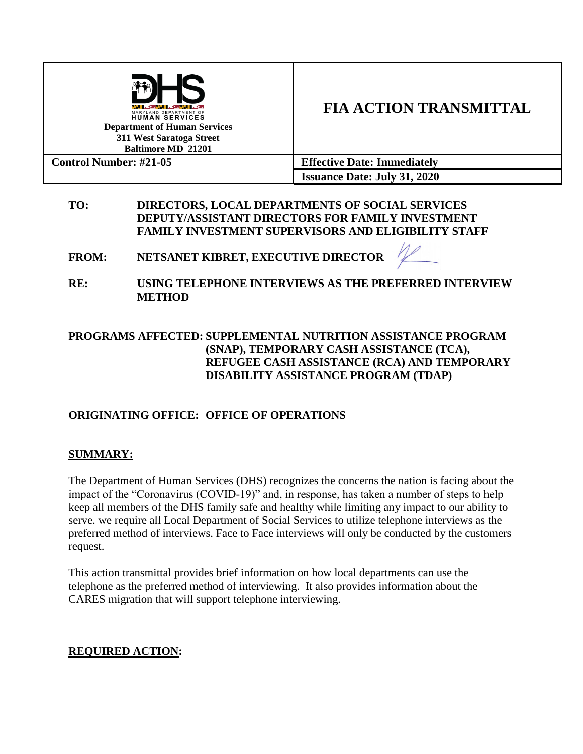| Department of Human Services<br>311 West Saratoga Street<br>Baltimore MD 21201 | **FIA ACTION TRANSMITTAL** |
|---|---|
| **Control Number: #21-05** | **Effective Date: Immediately** |
| | **Issuance Date: July 31, 2020** |

**TO:** DIRECTORS, LOCAL DEPARTMENTS OF SOCIAL SERVICES
DEPUTY/ASSISTANT DIRECTORS FOR FAMILY INVESTMENT
FAMILY INVESTMENT SUPERVISORS AND ELIGIBILITY STAFF

**FROM:** NETSANET KIBRET, EXECUTIVE DIRECTOR

**RE:** USING TELEPHONE INTERVIEWS AS THE PREFERRED INTERVIEW METHOD

**PROGRAMS AFFECTED:** SUPPLEMENTAL NUTRITION ASSISTANCE PROGRAM (SNAP), TEMPORARY CASH ASSISTANCE (TCA), REFUGEE CASH ASSISTANCE (RCA) AND TEMPORARY DISABILITY ASSISTANCE PROGRAM (TDAP)

**ORIGINATING OFFICE:** OFFICE OF OPERATIONS

## SUMMARY:

The Department of Human Services (DHS) recognizes the concerns the nation is facing about the impact of the "Coronavirus (COVID-19)" and, in response, has taken a number of steps to help keep all members of the DHS family safe and healthy while limiting any impact to our ability to serve. we require all Local Department of Social Services to utilize telephone interviews as the preferred method of interviews. Face to Face interviews will only be conducted by the customers request.

This action transmittal provides brief information on how local departments can use the telephone as the preferred method of interviewing. It also provides information about the CARES migration that will support telephone interviewing.

## REQUIRED ACTION: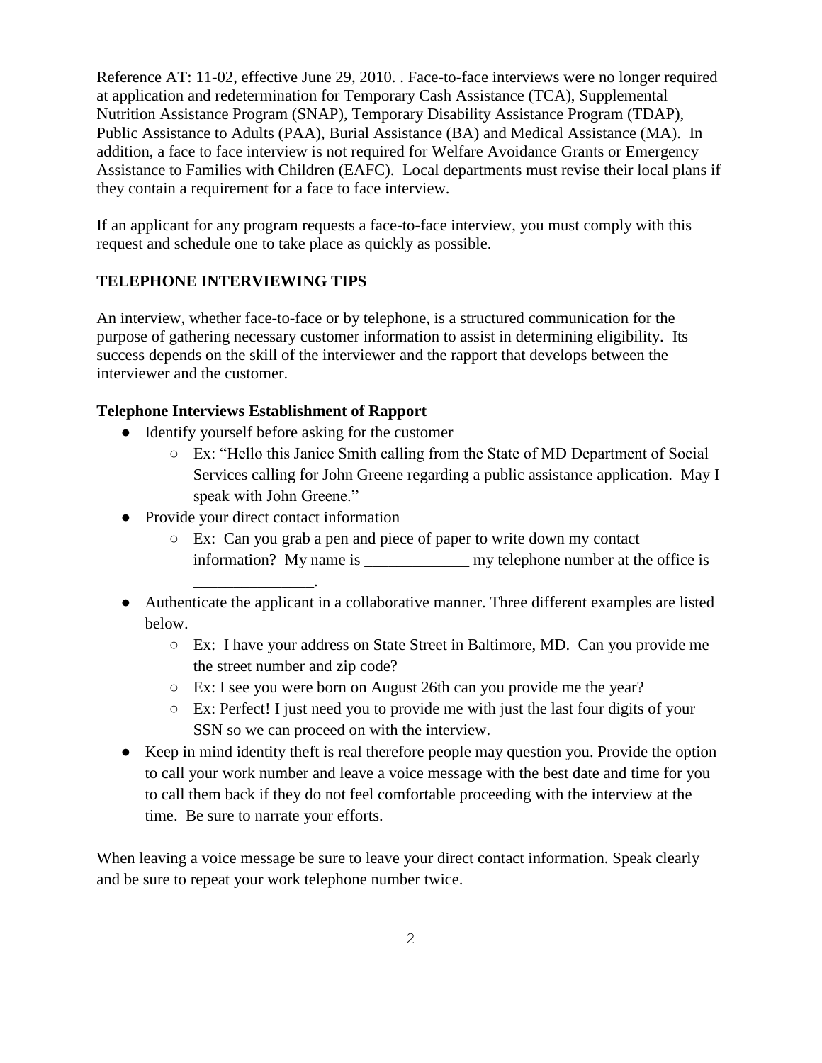Reference AT: 11-02, effective June 29, 2010. . Face-to-face interviews were no longer required at application and redetermination for Temporary Cash Assistance (TCA), Supplemental Nutrition Assistance Program (SNAP), Temporary Disability Assistance Program (TDAP), Public Assistance to Adults (PAA), Burial Assistance (BA) and Medical Assistance (MA). In addition, a face to face interview is not required for Welfare Avoidance Grants or Emergency Assistance to Families with Children (EAFC). Local departments must revise their local plans if they contain a requirement for a face to face interview.

If an applicant for any program requests a face-to-face interview, you must comply with this request and schedule one to take place as quickly as possible.

**TELEPHONE INTERVIEWING TIPS**

An interview, whether face-to-face or by telephone, is a structured communication for the purpose of gathering necessary customer information to assist in determining eligibility. Its success depends on the skill of the interviewer and the rapport that develops between the interviewer and the customer.

**Telephone Interviews Establishment of Rapport**

- Identify yourself before asking for the customer
  - Ex: "Hello this Janice Smith calling from the State of MD Department of Social Services calling for John Greene regarding a public assistance application. May I speak with John Greene."
- Provide your direct contact information
  - Ex: Can you grab a pen and piece of paper to write down my contact information? My name is _____________ my telephone number at the office is _______________.
- Authenticate the applicant in a collaborative manner. Three different examples are listed below.
  - Ex: I have your address on State Street in Baltimore, MD. Can you provide me the street number and zip code?
  - Ex: I see you were born on August 26th can you provide me the year?
  - Ex: Perfect! I just need you to provide me with just the last four digits of your SSN so we can proceed on with the interview.
- Keep in mind identity theft is real therefore people may question you. Provide the option to call your work number and leave a voice message with the best date and time for you to call them back if they do not feel comfortable proceeding with the interview at the time. Be sure to narrate your efforts.

When leaving a voice message be sure to leave your direct contact information. Speak clearly and be sure to repeat your work telephone number twice.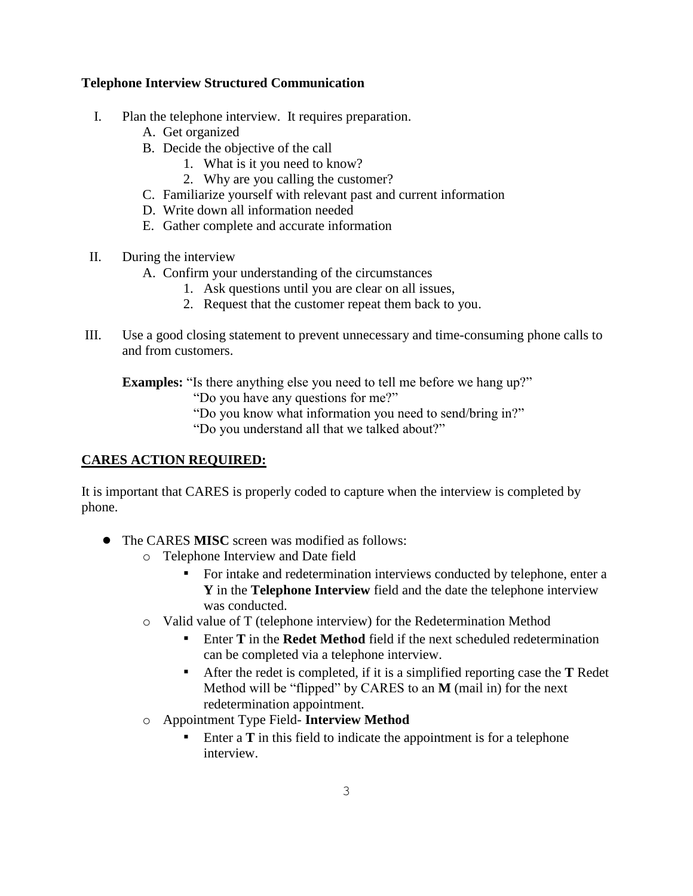**Telephone Interview Structured Communication**

I. Plan the telephone interview. It requires preparation.
   - A. Get organized
   - B. Decide the objective of the call
     1. What is it you need to know?
     2. Why are you calling the customer?
   - C. Familiarize yourself with relevant past and current information
   - D. Write down all information needed
   - E. Gather complete and accurate information

II. During the interview
   - A. Confirm your understanding of the circumstances
     1. Ask questions until you are clear on all issues,
     2. Request that the customer repeat them back to you.

III. Use a good closing statement to prevent unnecessary and time-consuming phone calls to and from customers.

**Examples:** "Is there anything else you need to tell me before we hang up?"
"Do you have any questions for me?"
"Do you know what information you need to send/bring in?"
"Do you understand all that we talked about?"

## <u>CARES ACTION REQUIRED:</u>

It is important that CARES is properly coded to capture when the interview is completed by phone.

- The CARES **MISC** screen was modified as follows:
  - Telephone Interview and Date field
    - For intake and redetermination interviews conducted by telephone, enter a **Y** in the **Telephone Interview** field and the date the telephone interview was conducted.
  - Valid value of T (telephone interview) for the Redetermination Method
    - Enter **T** in the **Redet Method** field if the next scheduled redetermination can be completed via a telephone interview.
    - After the redet is completed, if it is a simplified reporting case the **T** Redet Method will be "flipped" by CARES to an **M** (mail in) for the next redetermination appointment.
  - Appointment Type Field- **Interview Method**
    - Enter a **T** in this field to indicate the appointment is for a telephone interview.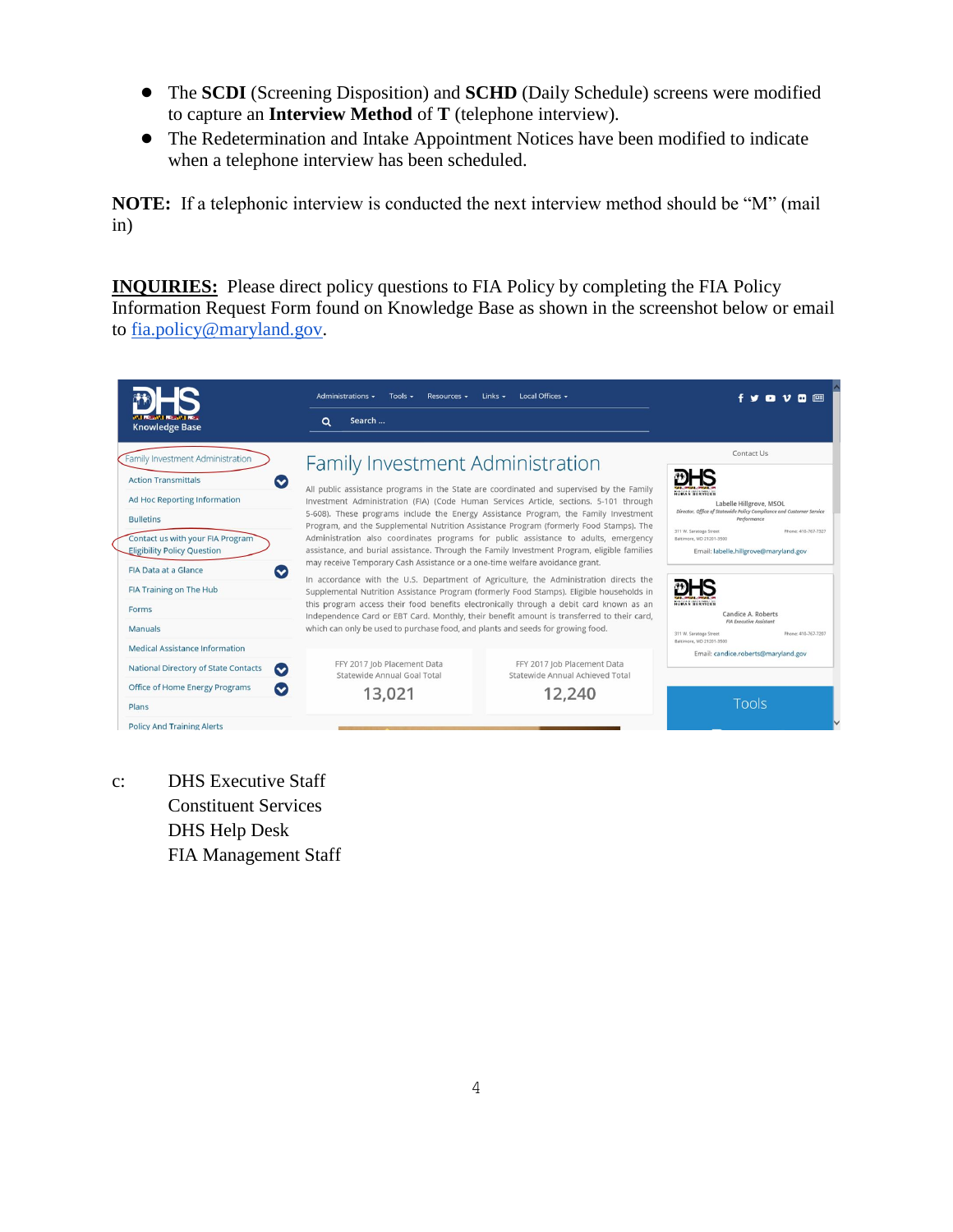- The **SCDI** (Screening Disposition) and **SCHD** (Daily Schedule) screens were modified to capture an **Interview Method** of **T** (telephone interview).
- The Redetermination and Intake Appointment Notices have been modified to indicate when a telephone interview has been scheduled.

**NOTE:** If a telephonic interview is conducted the next interview method should be "M" (mail in)

**INQUIRIES:** Please direct policy questions to FIA Policy by completing the FIA Policy Information Request Form found on Knowledge Base as shown in the screenshot below or email to fia.policy@maryland.gov.

c: DHS Executive Staff
Constituent Services
DHS Help Desk
FIA Management Staff